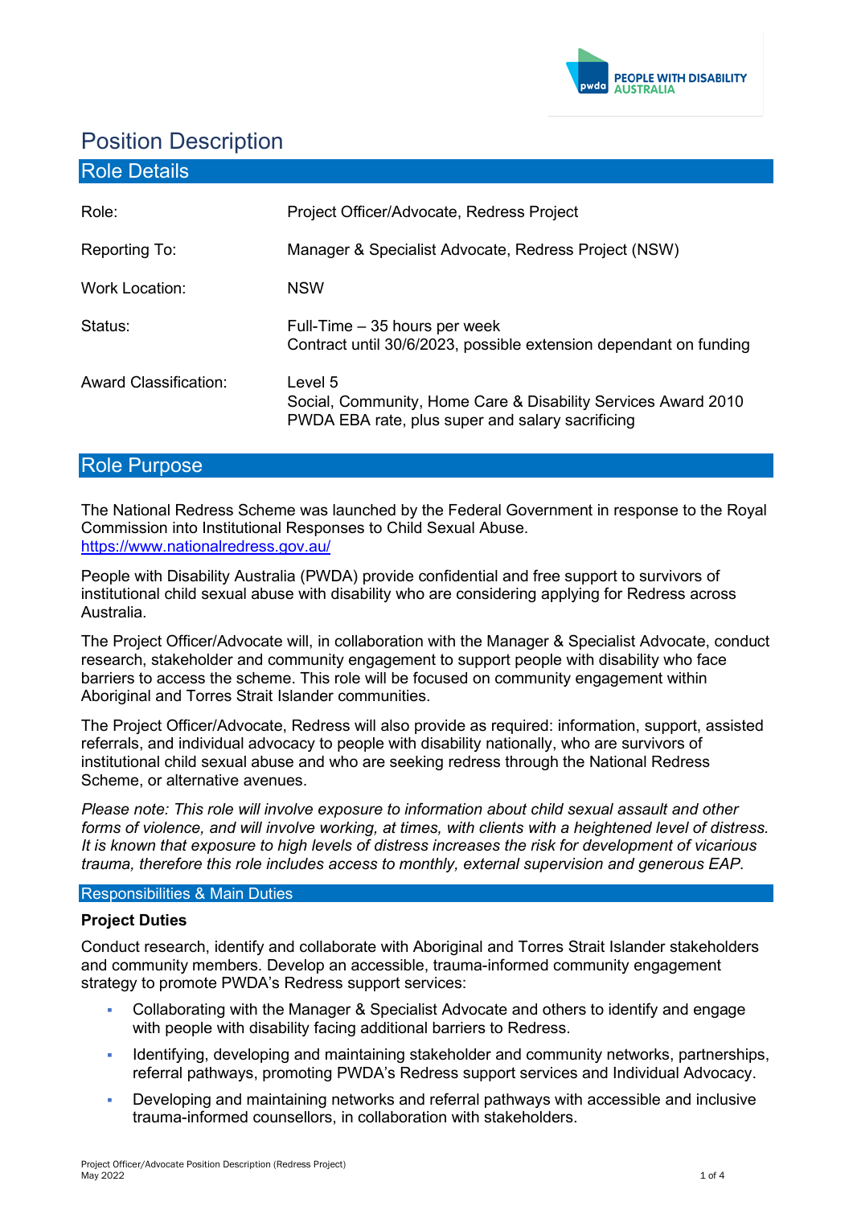# Position Description

## Role Details

| | |
|---|---|
| Role: | Project Officer/Advocate, Redress Project |
| Reporting To: | Manager & Specialist Advocate, Redress Project (NSW) |
| Work Location: | NSW |
| Status: | Full-Time – 35 hours per week<br>Contract until 30/6/2023, possible extension dependant on funding |
| Award Classification: | Level 5<br>Social, Community, Home Care & Disability Services Award 2010<br>PWDA EBA rate, plus super and salary sacrificing |

## Role Purpose

The National Redress Scheme was launched by the Federal Government in response to the Royal Commission into Institutional Responses to Child Sexual Abuse.
https://www.nationalredress.gov.au/

People with Disability Australia (PWDA) provide confidential and free support to survivors of institutional child sexual abuse with disability who are considering applying for Redress across Australia.

The Project Officer/Advocate will, in collaboration with the Manager & Specialist Advocate, conduct research, stakeholder and community engagement to support people with disability who face barriers to access the scheme. This role will be focused on community engagement within Aboriginal and Torres Strait Islander communities.

The Project Officer/Advocate, Redress will also provide as required: information, support, assisted referrals, and individual advocacy to people with disability nationally, who are survivors of institutional child sexual abuse and who are seeking redress through the National Redress Scheme, or alternative avenues.

*Please note: This role will involve exposure to information about child sexual assault and other forms of violence, and will involve working, at times, with clients with a heightened level of distress. It is known that exposure to high levels of distress increases the risk for development of vicarious trauma, therefore this role includes access to monthly, external supervision and generous EAP.*

## Responsibilities & Main Duties

**Project Duties**

Conduct research, identify and collaborate with Aboriginal and Torres Strait Islander stakeholders and community members. Develop an accessible, trauma-informed community engagement strategy to promote PWDA's Redress support services:

- Collaborating with the Manager & Specialist Advocate and others to identify and engage with people with disability facing additional barriers to Redress.
- Identifying, developing and maintaining stakeholder and community networks, partnerships, referral pathways, promoting PWDA's Redress support services and Individual Advocacy.
- Developing and maintaining networks and referral pathways with accessible and inclusive trauma-informed counsellors, in collaboration with stakeholders.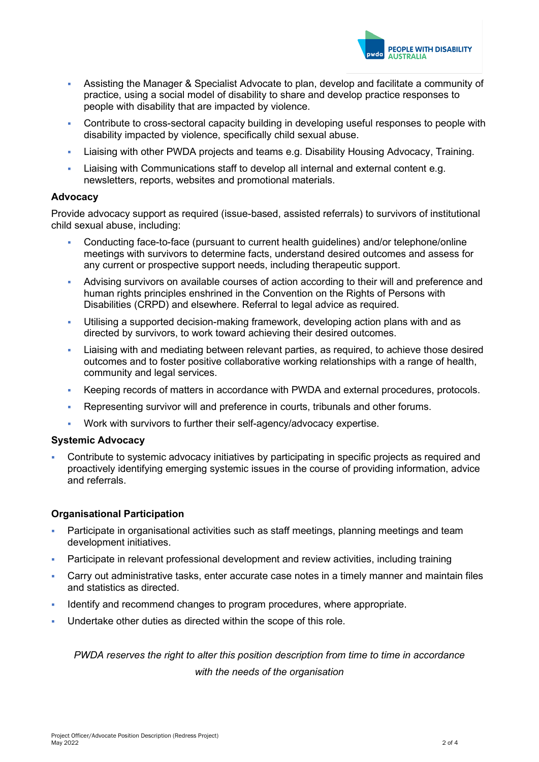- Assisting the Manager & Specialist Advocate to plan, develop and facilitate a community of practice, using a social model of disability to share and develop practice responses to people with disability that are impacted by violence.
- Contribute to cross-sectoral capacity building in developing useful responses to people with disability impacted by violence, specifically child sexual abuse.
- Liaising with other PWDA projects and teams e.g. Disability Housing Advocacy, Training.
- Liaising with Communications staff to develop all internal and external content e.g. newsletters, reports, websites and promotional materials.

**Advocacy**

Provide advocacy support as required (issue-based, assisted referrals) to survivors of institutional child sexual abuse, including:

- Conducting face-to-face (pursuant to current health guidelines) and/or telephone/online meetings with survivors to determine facts, understand desired outcomes and assess for any current or prospective support needs, including therapeutic support.
- Advising survivors on available courses of action according to their will and preference and human rights principles enshrined in the Convention on the Rights of Persons with Disabilities (CRPD) and elsewhere. Referral to legal advice as required.
- Utilising a supported decision-making framework, developing action plans with and as directed by survivors, to work toward achieving their desired outcomes.
- Liaising with and mediating between relevant parties, as required, to achieve those desired outcomes and to foster positive collaborative working relationships with a range of health, community and legal services.
- Keeping records of matters in accordance with PWDA and external procedures, protocols.
- Representing survivor will and preference in courts, tribunals and other forums.
- Work with survivors to further their self-agency/advocacy expertise.

**Systemic Advocacy**

- Contribute to systemic advocacy initiatives by participating in specific projects as required and proactively identifying emerging systemic issues in the course of providing information, advice and referrals.

**Organisational Participation**

- Participate in organisational activities such as staff meetings, planning meetings and team development initiatives.
- Participate in relevant professional development and review activities, including training
- Carry out administrative tasks, enter accurate case notes in a timely manner and maintain files and statistics as directed.
- Identify and recommend changes to program procedures, where appropriate.
- Undertake other duties as directed within the scope of this role.

*PWDA reserves the right to alter this position description from time to time in accordance with the needs of the organisation*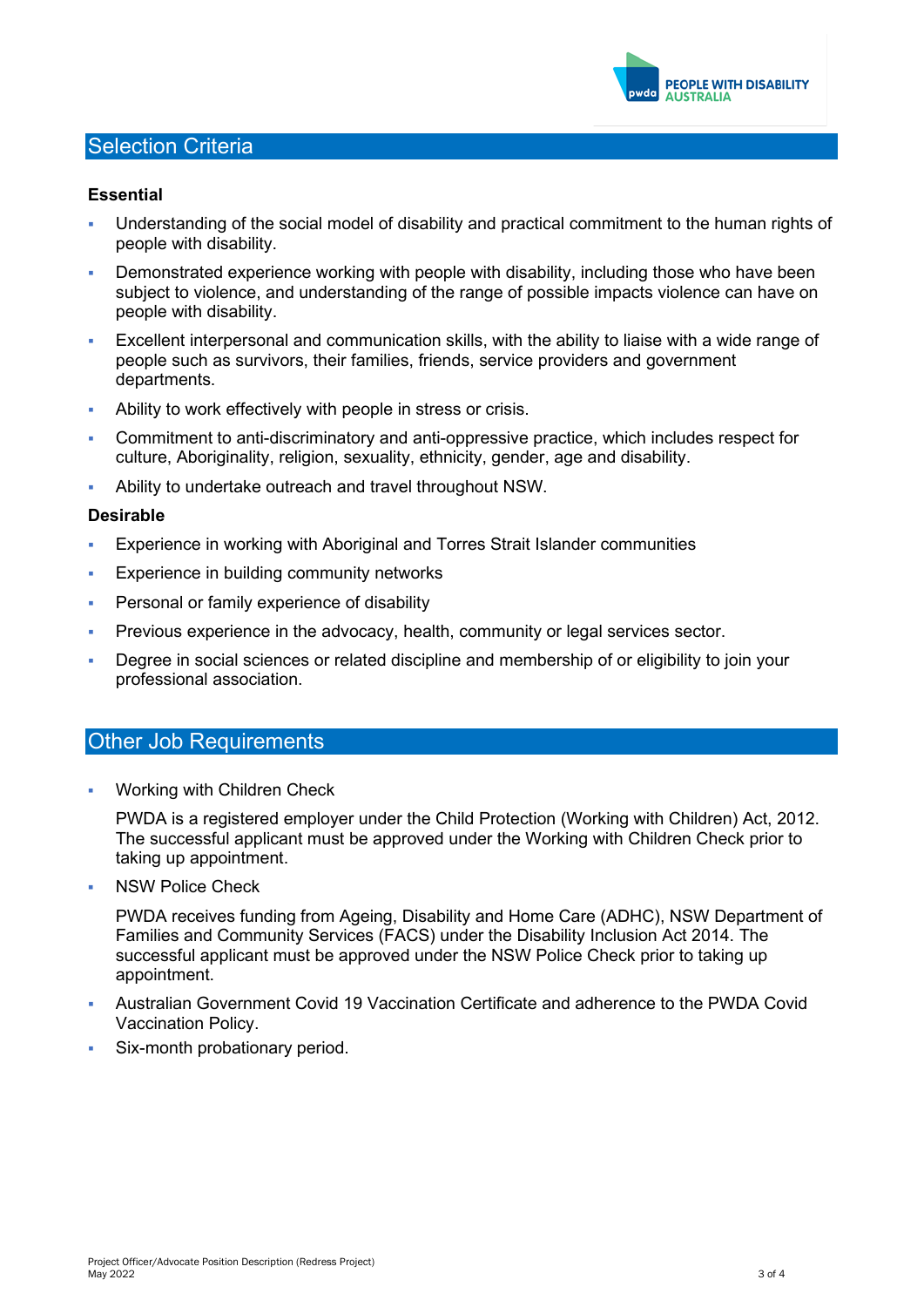## Selection Criteria

### Essential

- Understanding of the social model of disability and practical commitment to the human rights of people with disability.
- Demonstrated experience working with people with disability, including those who have been subject to violence, and understanding of the range of possible impacts violence can have on people with disability.
- Excellent interpersonal and communication skills, with the ability to liaise with a wide range of people such as survivors, their families, friends, service providers and government departments.
- Ability to work effectively with people in stress or crisis.
- Commitment to anti-discriminatory and anti-oppressive practice, which includes respect for culture, Aboriginality, religion, sexuality, ethnicity, gender, age and disability.
- Ability to undertake outreach and travel throughout NSW.

### Desirable

- Experience in working with Aboriginal and Torres Strait Islander communities
- Experience in building community networks
- Personal or family experience of disability
- Previous experience in the advocacy, health, community or legal services sector.
- Degree in social sciences or related discipline and membership of or eligibility to join your professional association.

## Other Job Requirements

- Working with Children Check

  PWDA is a registered employer under the Child Protection (Working with Children) Act, 2012. The successful applicant must be approved under the Working with Children Check prior to taking up appointment.

- NSW Police Check

  PWDA receives funding from Ageing, Disability and Home Care (ADHC), NSW Department of Families and Community Services (FACS) under the Disability Inclusion Act 2014. The successful applicant must be approved under the NSW Police Check prior to taking up appointment.

- Australian Government Covid 19 Vaccination Certificate and adherence to the PWDA Covid Vaccination Policy.
- Six-month probationary period.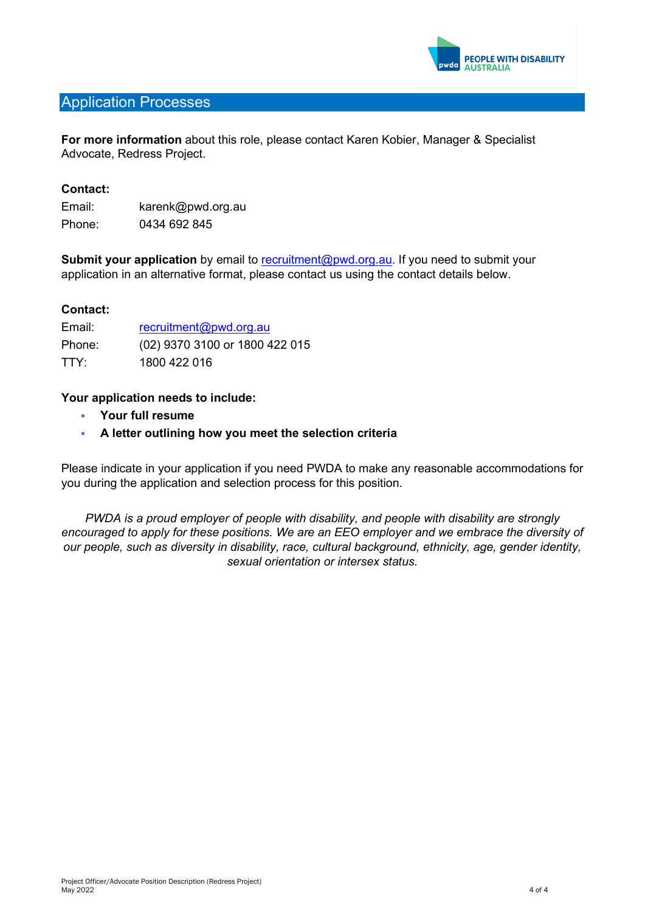## Application Processes

**For more information** about this role, please contact Karen Kobier, Manager & Specialist Advocate, Redress Project.

**Contact:**

Email: karenk@pwd.org.au
Phone: 0434 692 845

**Submit your application** by email to recruitment@pwd.org.au. If you need to submit your application in an alternative format, please contact us using the contact details below.

**Contact:**

Email: recruitment@pwd.org.au
Phone: (02) 9370 3100 or 1800 422 015
TTY: 1800 422 016

**Your application needs to include:**

- **Your full resume**
- **A letter outlining how you meet the selection criteria**

Please indicate in your application if you need PWDA to make any reasonable accommodations for you during the application and selection process for this position.

*PWDA is a proud employer of people with disability, and people with disability are strongly encouraged to apply for these positions. We are an EEO employer and we embrace the diversity of our people, such as diversity in disability, race, cultural background, ethnicity, age, gender identity, sexual orientation or intersex status.*